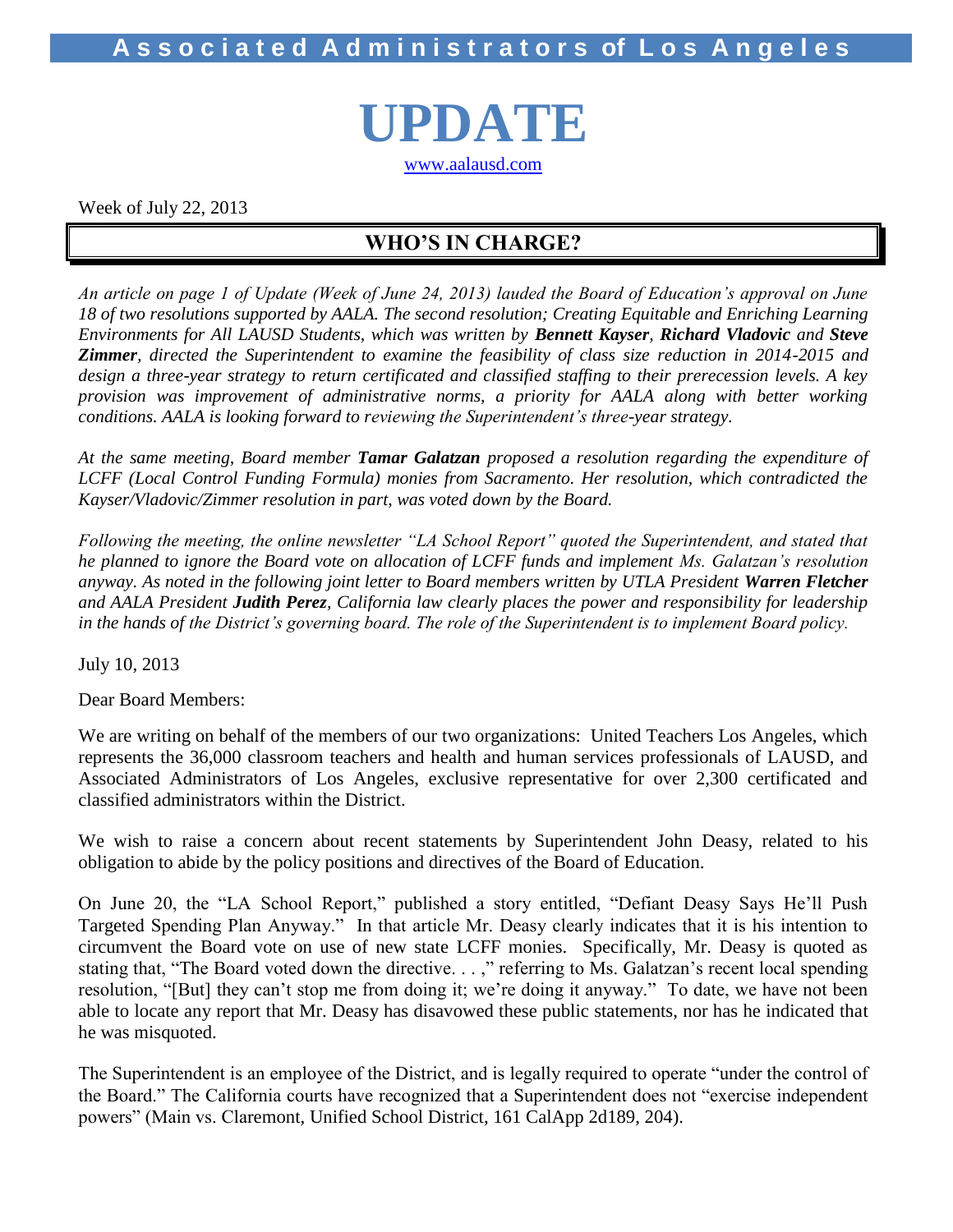# Associated Administrators of Los Angeles

# UPDATE

www.aalausd.com

Week of July 22, 2013

## WHO'S IN CHARGE?

*An article on page 1 of Update (Week of June 24, 2013) lauded the Board of Education's approval on June 18 of two resolutions supported by AALA. The second resolution; Creating Equitable and Enriching Learning Environments for All LAUSD Students, which was written by **Bennett Kayser**, **Richard Vladovic** and **Steve Zimmer**, directed the Superintendent to examine the feasibility of class size reduction in 2014-2015 and design a three-year strategy to return certificated and classified staffing to their prerecession levels. A key provision was improvement of administrative norms, a priority for AALA along with better working conditions. AALA is looking forward to reviewing the Superintendent's three-year strategy.*

*At the same meeting, Board member **Tamar Galatzan** proposed a resolution regarding the expenditure of LCFF (Local Control Funding Formula) monies from Sacramento. Her resolution, which contradicted the Kayser/Vladovic/Zimmer resolution in part, was voted down by the Board.*

*Following the meeting, the online newsletter "LA School Report" quoted the Superintendent, and stated that he planned to ignore the Board vote on allocation of LCFF funds and implement Ms. Galatzan's resolution anyway. As noted in the following joint letter to Board members written by UTLA President **Warren Fletcher** and AALA President **Judith Perez**, California law clearly places the power and responsibility for leadership in the hands of the District's governing board. The role of the Superintendent is to implement Board policy.*

July 10, 2013

Dear Board Members:

We are writing on behalf of the members of our two organizations: United Teachers Los Angeles, which represents the 36,000 classroom teachers and health and human services professionals of LAUSD, and Associated Administrators of Los Angeles, exclusive representative for over 2,300 certificated and classified administrators within the District.

We wish to raise a concern about recent statements by Superintendent John Deasy, related to his obligation to abide by the policy positions and directives of the Board of Education.

On June 20, the "LA School Report," published a story entitled, "Defiant Deasy Says He'll Push Targeted Spending Plan Anyway." In that article Mr. Deasy clearly indicates that it is his intention to circumvent the Board vote on use of new state LCFF monies. Specifically, Mr. Deasy is quoted as stating that, "The Board voted down the directive. . . ," referring to Ms. Galatzan's recent local spending resolution, "[But] they can't stop me from doing it; we're doing it anyway." To date, we have not been able to locate any report that Mr. Deasy has disavowed these public statements, nor has he indicated that he was misquoted.

The Superintendent is an employee of the District, and is legally required to operate "under the control of the Board." The California courts have recognized that a Superintendent does not "exercise independent powers" (Main vs. Claremont, Unified School District, 161 CalApp 2d189, 204).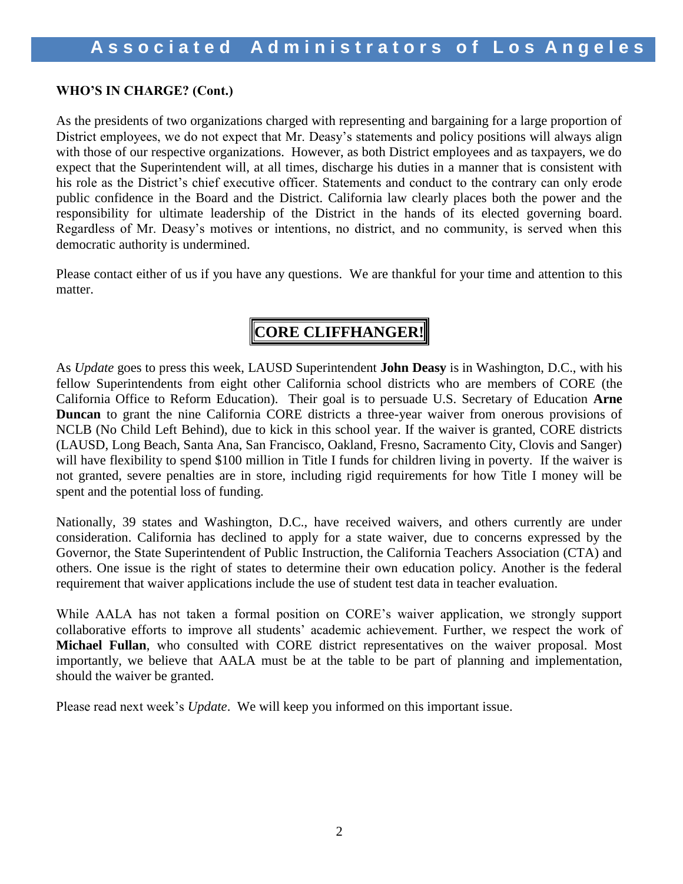**WHO'S IN CHARGE? (Cont.)**

As the presidents of two organizations charged with representing and bargaining for a large proportion of District employees, we do not expect that Mr. Deasy's statements and policy positions will always align with those of our respective organizations. However, as both District employees and as taxpayers, we do expect that the Superintendent will, at all times, discharge his duties in a manner that is consistent with his role as the District's chief executive officer. Statements and conduct to the contrary can only erode public confidence in the Board and the District. California law clearly places both the power and the responsibility for ultimate leadership of the District in the hands of its elected governing board. Regardless of Mr. Deasy's motives or intentions, no district, and no community, is served when this democratic authority is undermined.

Please contact either of us if you have any questions. We are thankful for your time and attention to this matter.

## CORE CLIFFHANGER!

As *Update* goes to press this week, LAUSD Superintendent **John Deasy** is in Washington, D.C., with his fellow Superintendents from eight other California school districts who are members of CORE (the California Office to Reform Education). Their goal is to persuade U.S. Secretary of Education **Arne Duncan** to grant the nine California CORE districts a three-year waiver from onerous provisions of NCLB (No Child Left Behind), due to kick in this school year. If the waiver is granted, CORE districts (LAUSD, Long Beach, Santa Ana, San Francisco, Oakland, Fresno, Sacramento City, Clovis and Sanger) will have flexibility to spend $100 million in Title I funds for children living in poverty. If the waiver is not granted, severe penalties are in store, including rigid requirements for how Title I money will be spent and the potential loss of funding.

Nationally, 39 states and Washington, D.C., have received waivers, and others currently are under consideration. California has declined to apply for a state waiver, due to concerns expressed by the Governor, the State Superintendent of Public Instruction, the California Teachers Association (CTA) and others. One issue is the right of states to determine their own education policy. Another is the federal requirement that waiver applications include the use of student test data in teacher evaluation.

While AALA has not taken a formal position on CORE's waiver application, we strongly support collaborative efforts to improve all students' academic achievement. Further, we respect the work of **Michael Fullan**, who consulted with CORE district representatives on the waiver proposal. Most importantly, we believe that AALA must be at the table to be part of planning and implementation, should the waiver be granted.

Please read next week's *Update*. We will keep you informed on this important issue.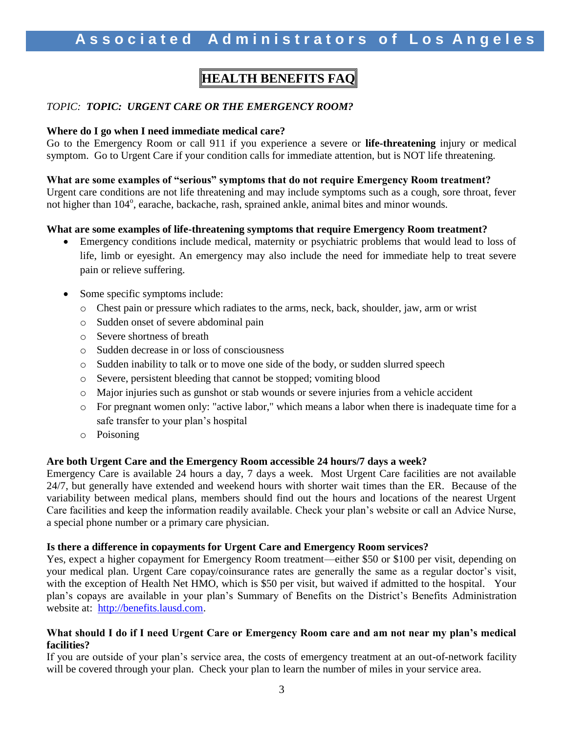# HEALTH BENEFITS FAQ

*TOPIC: **TOPIC: URGENT CARE OR THE EMERGENCY ROOM?***

**Where do I go when I need immediate medical care?**
Go to the Emergency Room or call 911 if you experience a severe or **life-threatening** injury or medical symptom. Go to Urgent Care if your condition calls for immediate attention, but is NOT life threatening.

**What are some examples of "serious" symptoms that do not require Emergency Room treatment?**
Urgent care conditions are not life threatening and may include symptoms such as a cough, sore throat, fever not higher than 104$^{o}$, earache, backache, rash, sprained ankle, animal bites and minor wounds.

**What are some examples of life-threatening symptoms that require Emergency Room treatment?**

- Emergency conditions include medical, maternity or psychiatric problems that would lead to loss of life, limb or eyesight. An emergency may also include the need for immediate help to treat severe pain or relieve suffering.

- Some specific symptoms include:
  - Chest pain or pressure which radiates to the arms, neck, back, shoulder, jaw, arm or wrist
  - Sudden onset of severe abdominal pain
  - Severe shortness of breath
  - Sudden decrease in or loss of consciousness
  - Sudden inability to talk or to move one side of the body, or sudden slurred speech
  - Severe, persistent bleeding that cannot be stopped; vomiting blood
  - Major injuries such as gunshot or stab wounds or severe injuries from a vehicle accident
  - For pregnant women only: "active labor," which means a labor when there is inadequate time for a safe transfer to your plan's hospital
  - Poisoning

**Are both Urgent Care and the Emergency Room accessible 24 hours/7 days a week?**
Emergency Care is available 24 hours a day, 7 days a week. Most Urgent Care facilities are not available 24/7, but generally have extended and weekend hours with shorter wait times than the ER. Because of the variability between medical plans, members should find out the hours and locations of the nearest Urgent Care facilities and keep the information readily available. Check your plan's website or call an Advice Nurse, a special phone number or a primary care physician.

**Is there a difference in copayments for Urgent Care and Emergency Room services?**
Yes, expect a higher copayment for Emergency Room treatment—either $50 or $100 per visit, depending on your medical plan. Urgent Care copay/coinsurance rates are generally the same as a regular doctor's visit, with the exception of Health Net HMO, which is $50 per visit, but waived if admitted to the hospital. Your plan's copays are available in your plan's Summary of Benefits on the District's Benefits Administration website at: [http://benefits.lausd.com](http://benefits.lausd.com).

**What should I do if I need Urgent Care or Emergency Room care and am not near my plan's medical facilities?**
If you are outside of your plan's service area, the costs of emergency treatment at an out-of-network facility will be covered through your plan. Check your plan to learn the number of miles in your service area.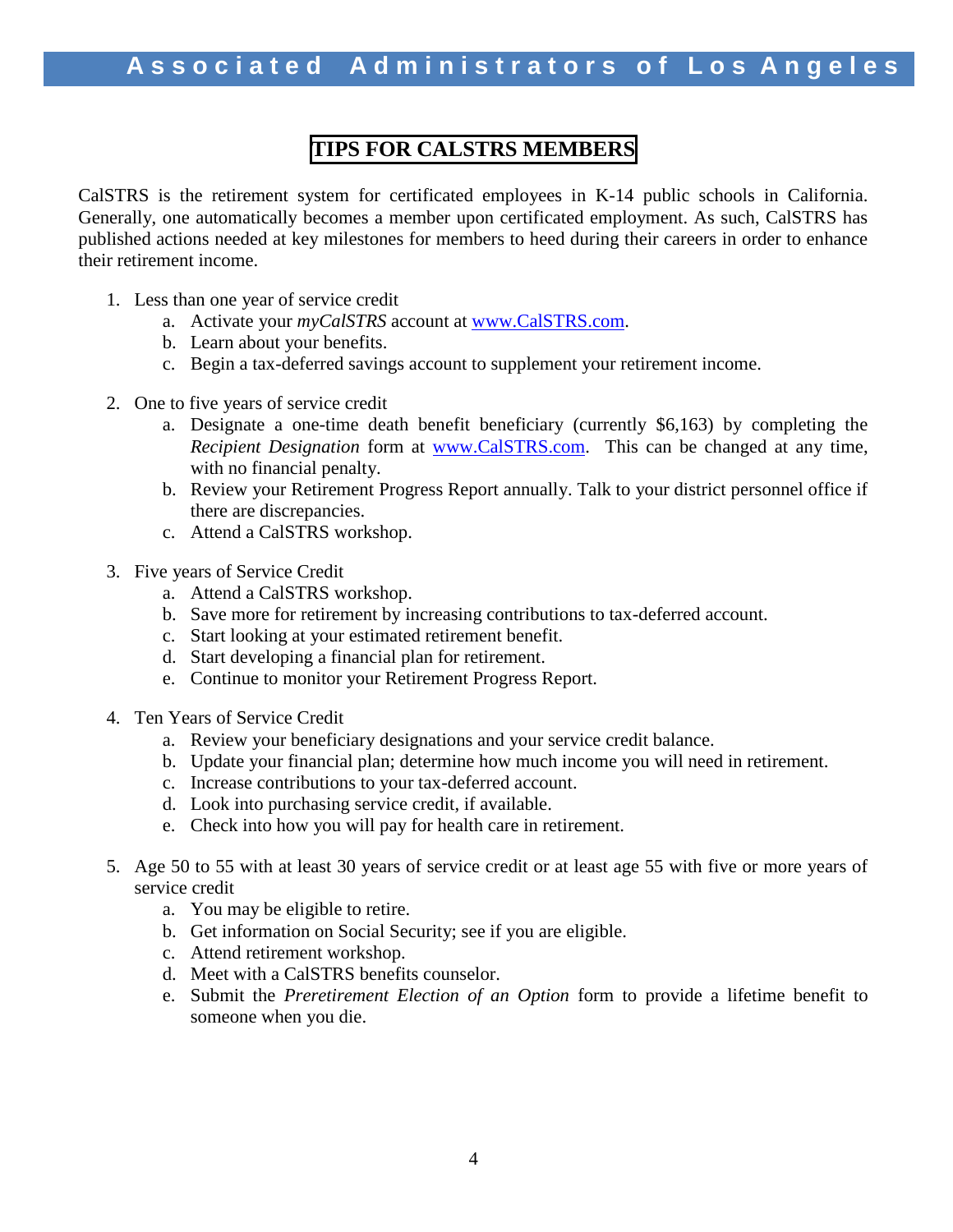## TIPS FOR CALSTRS MEMBERS

CalSTRS is the retirement system for certificated employees in K-14 public schools in California. Generally, one automatically becomes a member upon certificated employment. As such, CalSTRS has published actions needed at key milestones for members to heed during their careers in order to enhance their retirement income.

1. Less than one year of service credit
   a. Activate your *myCalSTRS* account at [www.CalSTRS.com](www.CalSTRS.com).
   b. Learn about your benefits.
   c. Begin a tax-deferred savings account to supplement your retirement income.

2. One to five years of service credit
   a. Designate a one-time death benefit beneficiary (currently $6,163) by completing the *Recipient Designation* form at [www.CalSTRS.com](www.CalSTRS.com). This can be changed at any time, with no financial penalty.
   b. Review your Retirement Progress Report annually. Talk to your district personnel office if there are discrepancies.
   c. Attend a CalSTRS workshop.

3. Five years of Service Credit
   a. Attend a CalSTRS workshop.
   b. Save more for retirement by increasing contributions to tax-deferred account.
   c. Start looking at your estimated retirement benefit.
   d. Start developing a financial plan for retirement.
   e. Continue to monitor your Retirement Progress Report.

4. Ten Years of Service Credit
   a. Review your beneficiary designations and your service credit balance.
   b. Update your financial plan; determine how much income you will need in retirement.
   c. Increase contributions to your tax-deferred account.
   d. Look into purchasing service credit, if available.
   e. Check into how you will pay for health care in retirement.

5. Age 50 to 55 with at least 30 years of service credit or at least age 55 with five or more years of service credit
   a. You may be eligible to retire.
   b. Get information on Social Security; see if you are eligible.
   c. Attend retirement workshop.
   d. Meet with a CalSTRS benefits counselor.
   e. Submit the *Preretirement Election of an Option* form to provide a lifetime benefit to someone when you die.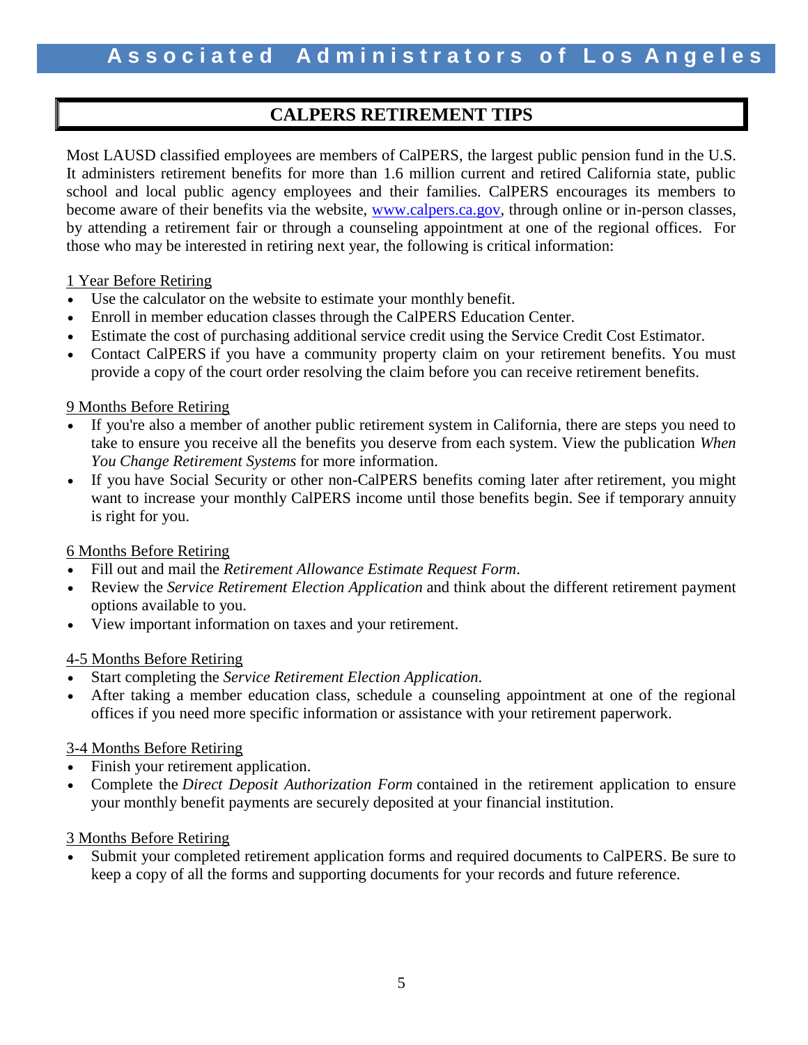## CALPERS RETIREMENT TIPS

Most LAUSD classified employees are members of CalPERS, the largest public pension fund in the U.S. It administers retirement benefits for more than 1.6 million current and retired California state, public school and local public agency employees and their families. CalPERS encourages its members to become aware of their benefits via the website, www.calpers.ca.gov, through online or in-person classes, by attending a retirement fair or through a counseling appointment at one of the regional offices. For those who may be interested in retiring next year, the following is critical information:

1 Year Before Retiring

- Use the calculator on the website to estimate your monthly benefit.
- Enroll in member education classes through the CalPERS Education Center.
- Estimate the cost of purchasing additional service credit using the Service Credit Cost Estimator.
- Contact CalPERS if you have a community property claim on your retirement benefits. You must provide a copy of the court order resolving the claim before you can receive retirement benefits.

9 Months Before Retiring

- If you're also a member of another public retirement system in California, there are steps you need to take to ensure you receive all the benefits you deserve from each system. View the publication *When You Change Retirement Systems* for more information.
- If you have Social Security or other non-CalPERS benefits coming later after retirement, you might want to increase your monthly CalPERS income until those benefits begin. See if temporary annuity is right for you.

6 Months Before Retiring

- Fill out and mail the *Retirement Allowance Estimate Request Form*.
- Review the *Service Retirement Election Application* and think about the different retirement payment options available to you.
- View important information on taxes and your retirement.

4-5 Months Before Retiring

- Start completing the *Service Retirement Election Application*.
- After taking a member education class, schedule a counseling appointment at one of the regional offices if you need more specific information or assistance with your retirement paperwork.

3-4 Months Before Retiring

- Finish your retirement application.
- Complete the *Direct Deposit Authorization Form* contained in the retirement application to ensure your monthly benefit payments are securely deposited at your financial institution.

3 Months Before Retiring

- Submit your completed retirement application forms and required documents to CalPERS. Be sure to keep a copy of all the forms and supporting documents for your records and future reference.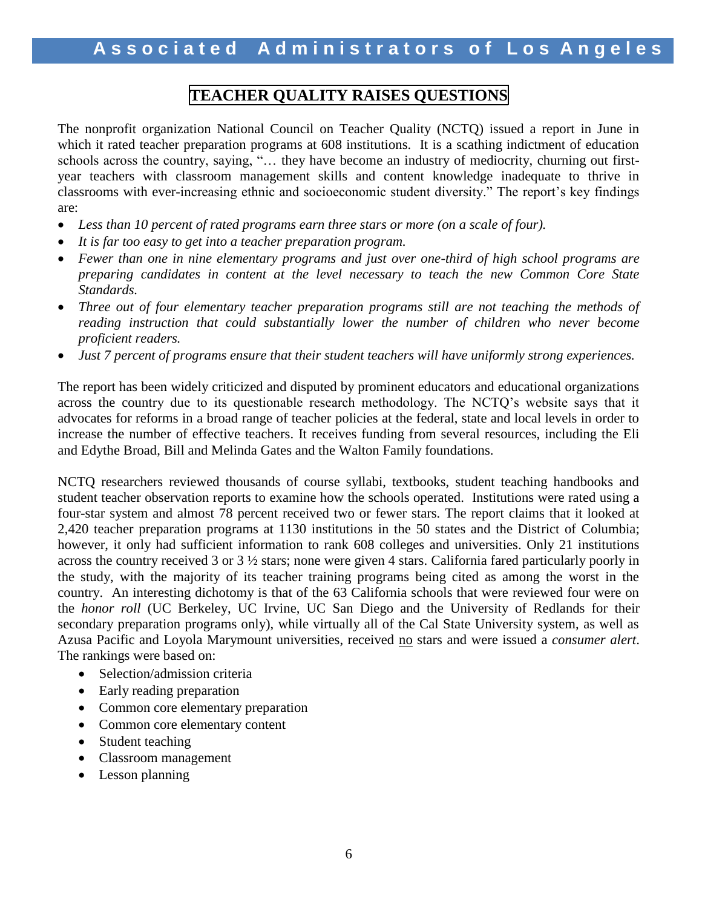# TEACHER QUALITY RAISES QUESTIONS

The nonprofit organization National Council on Teacher Quality (NCTQ) issued a report in June in which it rated teacher preparation programs at 608 institutions. It is a scathing indictment of education schools across the country, saying, "… they have become an industry of mediocrity, churning out first-year teachers with classroom management skills and content knowledge inadequate to thrive in classrooms with ever-increasing ethnic and socioeconomic student diversity." The report's key findings are:

- *Less than 10 percent of rated programs earn three stars or more (on a scale of four).*
- *It is far too easy to get into a teacher preparation program.*
- *Fewer than one in nine elementary programs and just over one-third of high school programs are preparing candidates in content at the level necessary to teach the new Common Core State Standards.*
- *Three out of four elementary teacher preparation programs still are not teaching the methods of reading instruction that could substantially lower the number of children who never become proficient readers.*
- *Just 7 percent of programs ensure that their student teachers will have uniformly strong experiences.*

The report has been widely criticized and disputed by prominent educators and educational organizations across the country due to its questionable research methodology. The NCTQ's website says that it advocates for reforms in a broad range of teacher policies at the federal, state and local levels in order to increase the number of effective teachers. It receives funding from several resources, including the Eli and Edythe Broad, Bill and Melinda Gates and the Walton Family foundations.

NCTQ researchers reviewed thousands of course syllabi, textbooks, student teaching handbooks and student teacher observation reports to examine how the schools operated. Institutions were rated using a four-star system and almost 78 percent received two or fewer stars. The report claims that it looked at 2,420 teacher preparation programs at 1130 institutions in the 50 states and the District of Columbia; however, it only had sufficient information to rank 608 colleges and universities. Only 21 institutions across the country received 3 or 3 ½ stars; none were given 4 stars. California fared particularly poorly in the study, with the majority of its teacher training programs being cited as among the worst in the country. An interesting dichotomy is that of the 63 California schools that were reviewed four were on the *honor roll* (UC Berkeley, UC Irvine, UC San Diego and the University of Redlands for their secondary preparation programs only), while virtually all of the Cal State University system, as well as Azusa Pacific and Loyola Marymount universities, received <u>no</u> stars and were issued a *consumer alert*. The rankings were based on:

- Selection/admission criteria
- Early reading preparation
- Common core elementary preparation
- Common core elementary content
- Student teaching
- Classroom management
- Lesson planning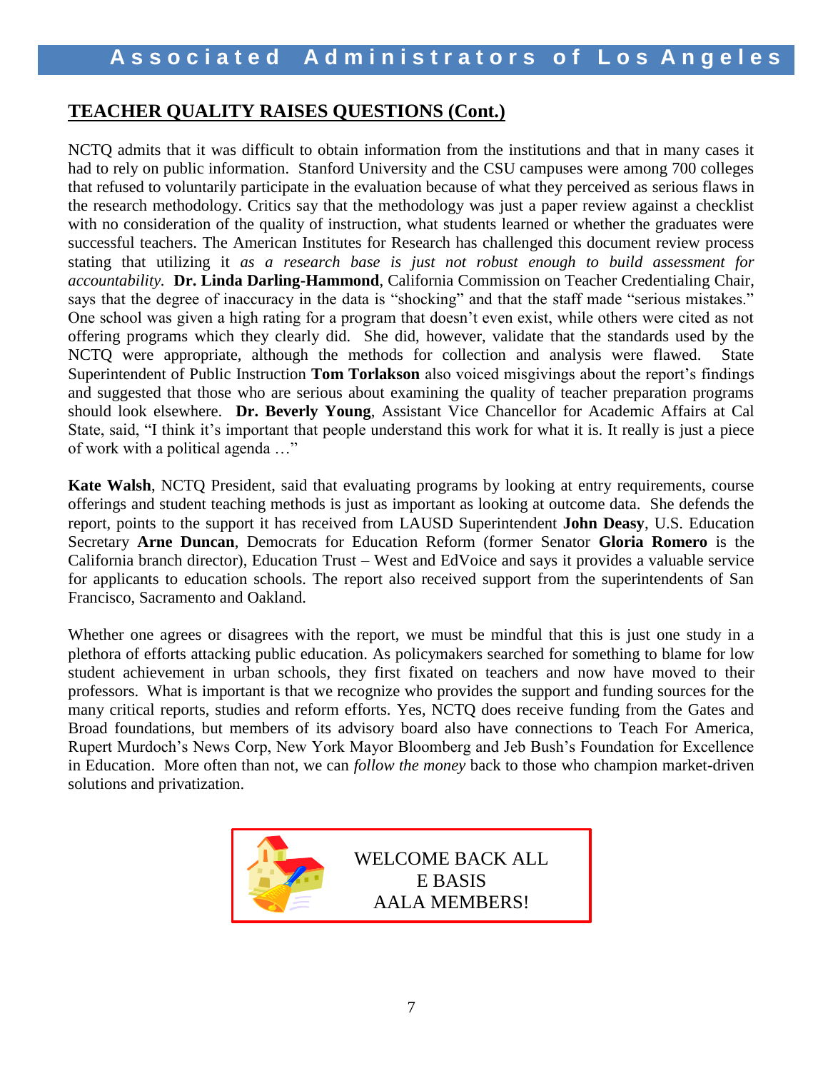## TEACHER QUALITY RAISES QUESTIONS (Cont.)

NCTQ admits that it was difficult to obtain information from the institutions and that in many cases it had to rely on public information. Stanford University and the CSU campuses were among 700 colleges that refused to voluntarily participate in the evaluation because of what they perceived as serious flaws in the research methodology. Critics say that the methodology was just a paper review against a checklist with no consideration of the quality of instruction, what students learned or whether the graduates were successful teachers. The American Institutes for Research has challenged this document review process stating that utilizing it *as a research base is just not robust enough to build assessment for accountability.* **Dr. Linda Darling-Hammond**, California Commission on Teacher Credentialing Chair, says that the degree of inaccuracy in the data is "shocking" and that the staff made "serious mistakes." One school was given a high rating for a program that doesn't even exist, while others were cited as not offering programs which they clearly did. She did, however, validate that the standards used by the NCTQ were appropriate, although the methods for collection and analysis were flawed. State Superintendent of Public Instruction **Tom Torlakson** also voiced misgivings about the report's findings and suggested that those who are serious about examining the quality of teacher preparation programs should look elsewhere. **Dr. Beverly Young**, Assistant Vice Chancellor for Academic Affairs at Cal State, said, "I think it's important that people understand this work for what it is. It really is just a piece of work with a political agenda …"

**Kate Walsh**, NCTQ President, said that evaluating programs by looking at entry requirements, course offerings and student teaching methods is just as important as looking at outcome data. She defends the report, points to the support it has received from LAUSD Superintendent **John Deasy**, U.S. Education Secretary **Arne Duncan**, Democrats for Education Reform (former Senator **Gloria Romero** is the California branch director), Education Trust – West and EdVoice and says it provides a valuable service for applicants to education schools. The report also received support from the superintendents of San Francisco, Sacramento and Oakland.

Whether one agrees or disagrees with the report, we must be mindful that this is just one study in a plethora of efforts attacking public education. As policymakers searched for something to blame for low student achievement in urban schools, they first fixated on teachers and now have moved to their professors. What is important is that we recognize who provides the support and funding sources for the many critical reports, studies and reform efforts. Yes, NCTQ does receive funding from the Gates and Broad foundations, but members of its advisory board also have connections to Teach For America, Rupert Murdoch's News Corp, New York Mayor Bloomberg and Jeb Bush's Foundation for Excellence in Education. More often than not, we can *follow the money* back to those who champion market-driven solutions and privatization.

WELCOME BACK ALL
E BASIS
AALA MEMBERS!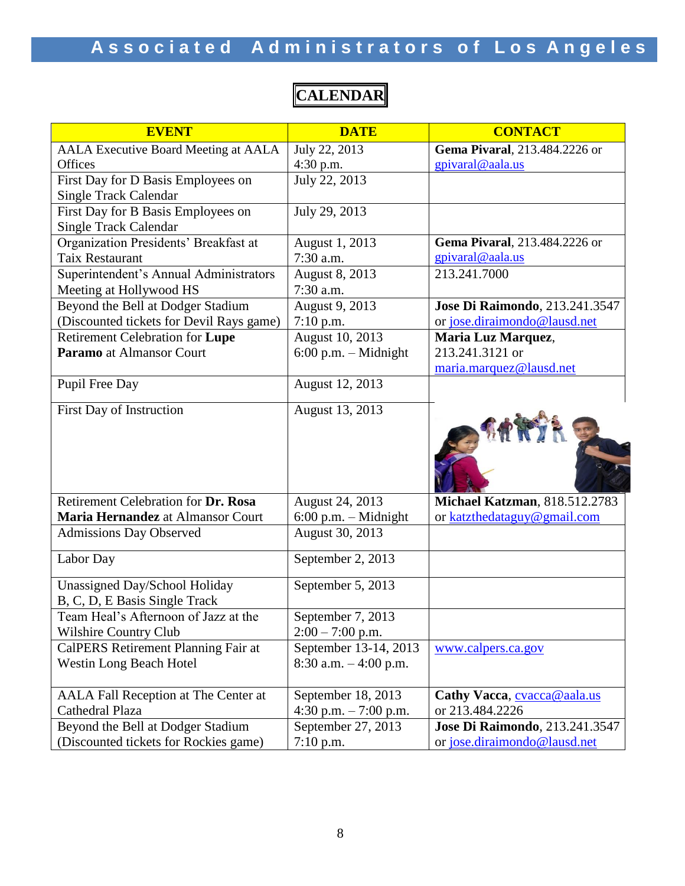# Associated Administrators of Los Angeles

## CALENDAR

| EVENT | DATE | CONTACT |
|---|---|---|
| AALA Executive Board Meeting at AALA Offices | July 22, 2013 4:30 p.m. | **Gema Pivaral**, 213.484.2226 or gpivaral@aala.us |
| First Day for D Basis Employees on Single Track Calendar | July 22, 2013 | |
| First Day for B Basis Employees on Single Track Calendar | July 29, 2013 | |
| Organization Presidents' Breakfast at Taix Restaurant | August 1, 2013 7:30 a.m. | **Gema Pivaral**, 213.484.2226 or gpivaral@aala.us |
| Superintendent's Annual Administrators Meeting at Hollywood HS | August 8, 2013 7:30 a.m. | 213.241.7000 |
| Beyond the Bell at Dodger Stadium (Discounted tickets for Devil Rays game) | August 9, 2013 7:10 p.m. | **Jose Di Raimondo**, 213.241.3547 or jose.diraimondo@lausd.net |
| Retirement Celebration for **Lupe Paramo** at Almansor Court | August 10, 2013 6:00 p.m. – Midnight | **Maria Luz Marquez**, 213.241.3121 or maria.marquez@lausd.net |
| Pupil Free Day | August 12, 2013 | |
| First Day of Instruction | August 13, 2013 | |
| Retirement Celebration for **Dr. Rosa Maria Hernandez** at Almansor Court | August 24, 2013 6:00 p.m. – Midnight | **Michael Katzman**, 818.512.2783 or katzthedataguy@gmail.com |
| Admissions Day Observed | August 30, 2013 | |
| Labor Day | September 2, 2013 | |
| Unassigned Day/School Holiday B, C, D, E Basis Single Track | September 5, 2013 | |
| Team Heal's Afternoon of Jazz at the Wilshire Country Club | September 7, 2013 2:00 – 7:00 p.m. | |
| CalPERS Retirement Planning Fair at Westin Long Beach Hotel | September 13-14, 2013 8:30 a.m. – 4:00 p.m. | www.calpers.ca.gov |
| AALA Fall Reception at The Center at Cathedral Plaza | September 18, 2013 4:30 p.m. – 7:00 p.m. | **Cathy Vacca**, cvacca@aala.us or 213.484.2226 |
| Beyond the Bell at Dodger Stadium (Discounted tickets for Rockies game) | September 27, 2013 7:10 p.m. | **Jose Di Raimondo**, 213.241.3547 or jose.diraimondo@lausd.net |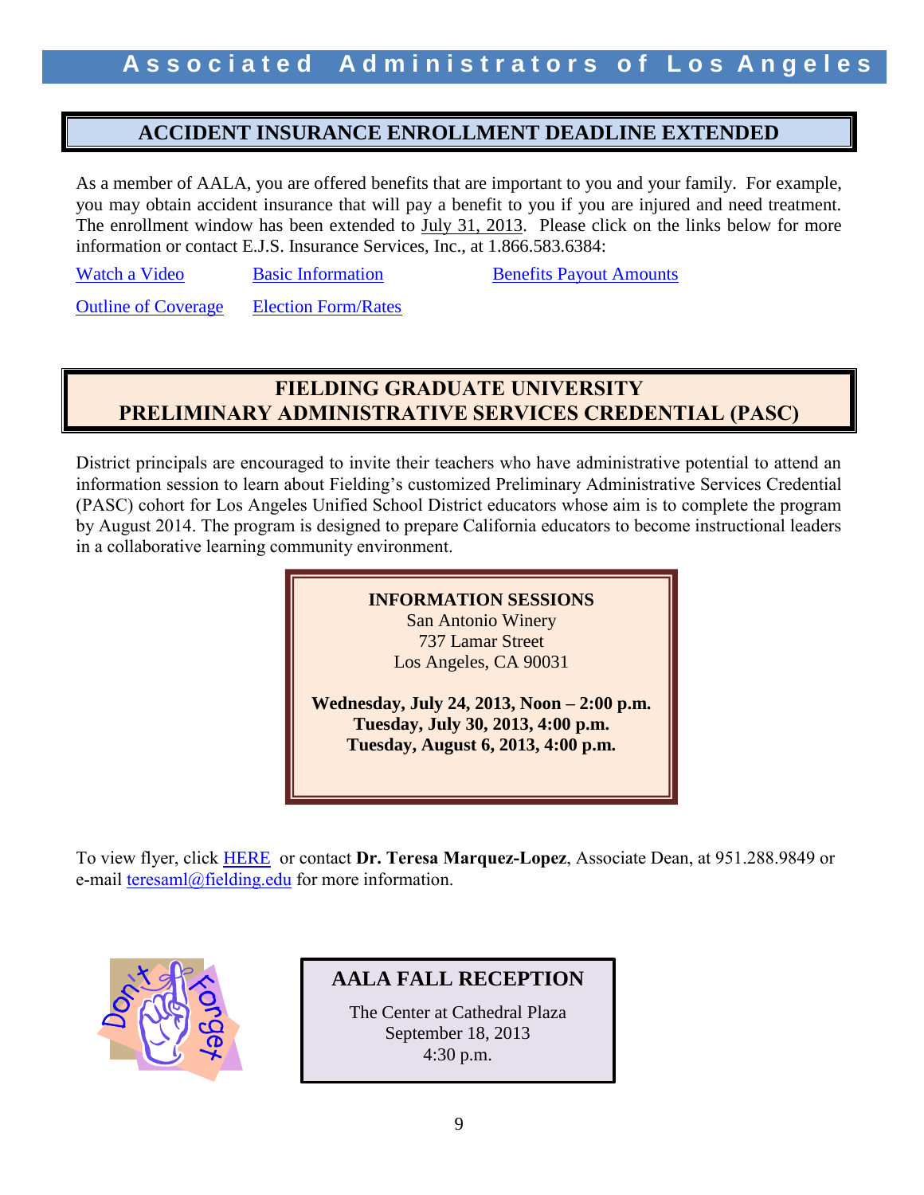## ACCIDENT INSURANCE ENROLLMENT DEADLINE EXTENDED

As a member of AALA, you are offered benefits that are important to you and your family. For example, you may obtain accident insurance that will pay a benefit to you if you are injured and need treatment. The enrollment window has been extended to July 31, 2013. Please click on the links below for more information or contact E.J.S. Insurance Services, Inc., at 1.866.583.6384:

Watch a Video    Basic Information    Benefits Payout Amounts

Outline of Coverage    Election Form/Rates

## FIELDING GRADUATE UNIVERSITY PRELIMINARY ADMINISTRATIVE SERVICES CREDENTIAL (PASC)

District principals are encouraged to invite their teachers who have administrative potential to attend an information session to learn about Fielding's customized Preliminary Administrative Services Credential (PASC) cohort for Los Angeles Unified School District educators whose aim is to complete the program by August 2014. The program is designed to prepare California educators to become instructional leaders in a collaborative learning community environment.

**INFORMATION SESSIONS**
San Antonio Winery
737 Lamar Street
Los Angeles, CA 90031

**Wednesday, July 24, 2013, Noon – 2:00 p.m.**
**Tuesday, July 30, 2013, 4:00 p.m.**
**Tuesday, August 6, 2013, 4:00 p.m.**

To view flyer, click HERE or contact **Dr. Teresa Marquez-Lopez**, Associate Dean, at 951.288.9849 or e-mail teresaml@fielding.edu for more information.

Don't Forget

## AALA FALL RECEPTION

The Center at Cathedral Plaza
September 18, 2013
4:30 p.m.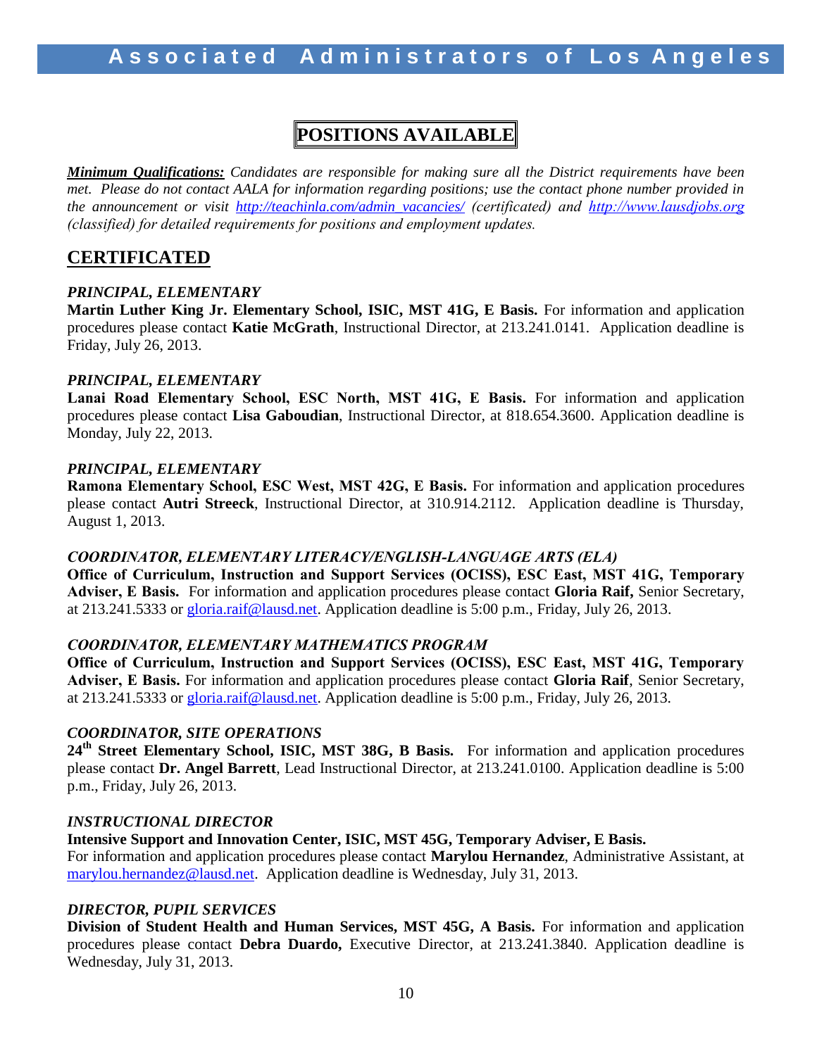# POSITIONS AVAILABLE

***Minimum Qualifications:*** *Candidates are responsible for making sure all the District requirements have been met. Please do not contact AALA for information regarding positions; use the contact phone number provided in the announcement or visit [http://teachinla.com/admin_vacancies/](http://teachinla.com/admin_vacancies/) (certificated) and [http://www.lausdjobs.org](http://www.lausdjobs.org) (classified) for detailed requirements for positions and employment updates.*

## CERTIFICATED

***PRINCIPAL, ELEMENTARY***

**Martin Luther King Jr. Elementary School, ISIC, MST 41G, E Basis.** For information and application procedures please contact **Katie McGrath**, Instructional Director, at 213.241.0141. Application deadline is Friday, July 26, 2013.

***PRINCIPAL, ELEMENTARY***

**Lanai Road Elementary School, ESC North, MST 41G, E Basis.** For information and application procedures please contact **Lisa Gaboudian**, Instructional Director, at 818.654.3600. Application deadline is Monday, July 22, 2013.

***PRINCIPAL, ELEMENTARY***

**Ramona Elementary School, ESC West, MST 42G, E Basis.** For information and application procedures please contact **Autri Streeck**, Instructional Director, at 310.914.2112. Application deadline is Thursday, August 1, 2013.

***COORDINATOR, ELEMENTARY LITERACY/ENGLISH-LANGUAGE ARTS (ELA)***

**Office of Curriculum, Instruction and Support Services (OCISS), ESC East, MST 41G, Temporary Adviser, E Basis.** For information and application procedures please contact **Gloria Raif,** Senior Secretary, at 213.241.5333 or [gloria.raif@lausd.net](mailto:gloria.raif@lausd.net). Application deadline is 5:00 p.m., Friday, July 26, 2013.

***COORDINATOR, ELEMENTARY MATHEMATICS PROGRAM***

**Office of Curriculum, Instruction and Support Services (OCISS), ESC East, MST 41G, Temporary Adviser, E Basis.** For information and application procedures please contact **Gloria Raif**, Senior Secretary, at 213.241.5333 or [gloria.raif@lausd.net](mailto:gloria.raif@lausd.net). Application deadline is 5:00 p.m., Friday, July 26, 2013.

***COORDINATOR, SITE OPERATIONS***

**24th Street Elementary School, ISIC, MST 38G, B Basis.** For information and application procedures please contact **Dr. Angel Barrett**, Lead Instructional Director, at 213.241.0100. Application deadline is 5:00 p.m., Friday, July 26, 2013.

***INSTRUCTIONAL DIRECTOR***

**Intensive Support and Innovation Center, ISIC, MST 45G, Temporary Adviser, E Basis.**
For information and application procedures please contact **Marylou Hernandez**, Administrative Assistant, at [marylou.hernandez@lausd.net](mailto:marylou.hernandez@lausd.net). Application deadline is Wednesday, July 31, 2013.

***DIRECTOR, PUPIL SERVICES***

**Division of Student Health and Human Services, MST 45G, A Basis.** For information and application procedures please contact **Debra Duardo,** Executive Director, at 213.241.3840. Application deadline is Wednesday, July 31, 2013.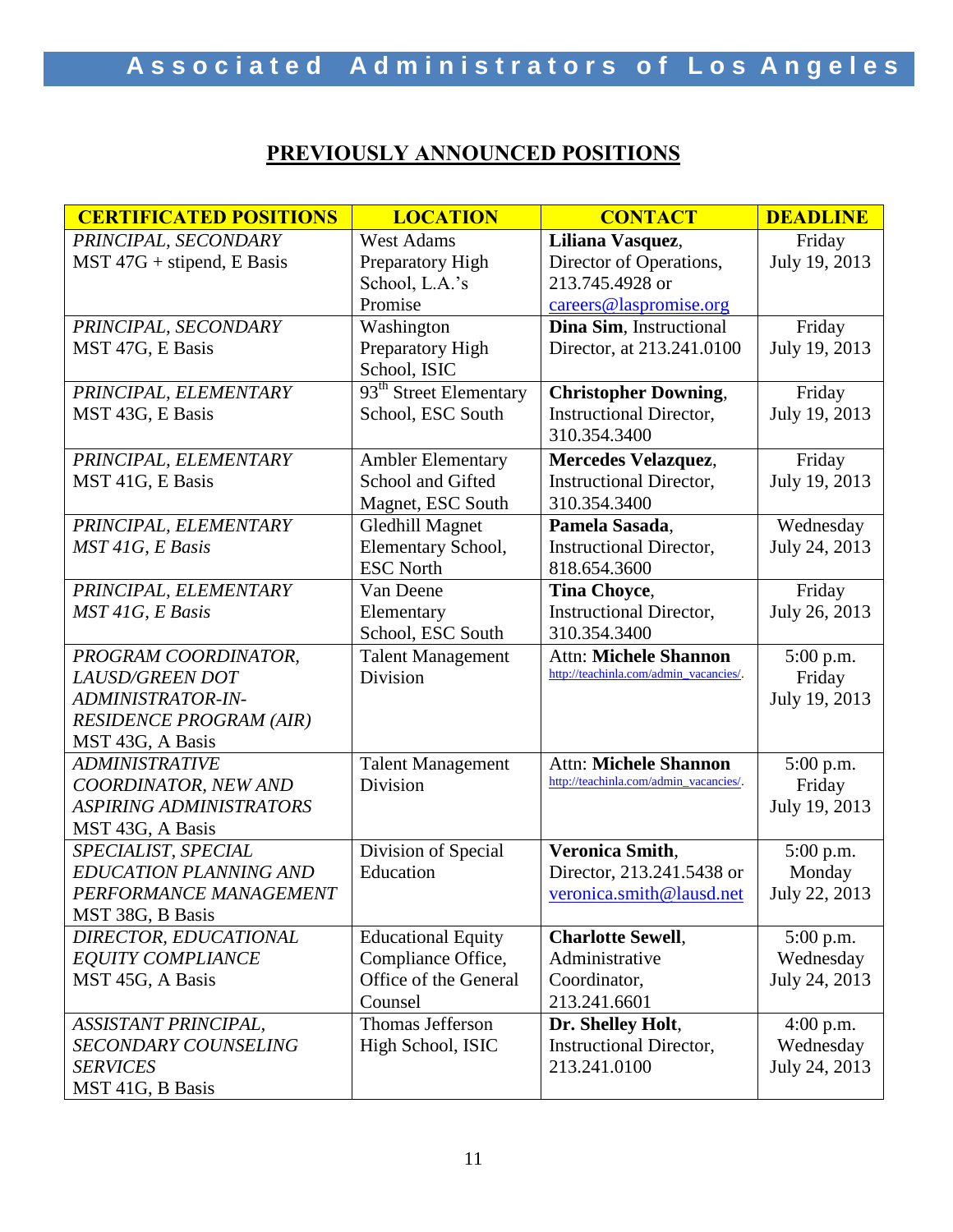## PREVIOUSLY ANNOUNCED POSITIONS

| CERTIFICATED POSITIONS | LOCATION | CONTACT | DEADLINE |
|---|---|---|---|
| *PRINCIPAL, SECONDARY* MST 47G + stipend, E Basis | West Adams Preparatory High School, L.A.'s Promise | **Liliana Vasquez**, Director of Operations, 213.745.4928 or careers@laspromise.org | Friday July 19, 2013 |
| *PRINCIPAL, SECONDARY* MST 47G, E Basis | Washington Preparatory High School, ISIC | **Dina Sim**, Instructional Director, at 213.241.0100 | Friday July 19, 2013 |
| *PRINCIPAL, ELEMENTARY* MST 43G, E Basis | 93rd Street Elementary School, ESC South | **Christopher Downing**, Instructional Director, 310.354.3400 | Friday July 19, 2013 |
| *PRINCIPAL, ELEMENTARY* MST 41G, E Basis | Ambler Elementary School and Gifted Magnet, ESC South | **Mercedes Velazquez**, Instructional Director, 310.354.3400 | Friday July 19, 2013 |
| *PRINCIPAL, ELEMENTARY* *MST 41G, E Basis* | Gledhill Magnet Elementary School, ESC North | **Pamela Sasada**, Instructional Director, 818.654.3600 | Wednesday July 24, 2013 |
| *PRINCIPAL, ELEMENTARY* *MST 41G, E Basis* | Van Deene Elementary School, ESC South | **Tina Choyce**, Instructional Director, 310.354.3400 | Friday July 26, 2013 |
| *PROGRAM COORDINATOR, LAUSD/GREEN DOT ADMINISTRATOR-IN-RESIDENCE PROGRAM (AIR)* MST 43G, A Basis | Talent Management Division | Attn: **Michele Shannon** http://teachinla.com/admin_vacancies/. | 5:00 p.m. Friday July 19, 2013 |
| *ADMINISTRATIVE COORDINATOR, NEW AND ASPIRING ADMINISTRATORS* MST 43G, A Basis | Talent Management Division | Attn: **Michele Shannon** http://teachinla.com/admin_vacancies/. | 5:00 p.m. Friday July 19, 2013 |
| *SPECIALIST, SPECIAL EDUCATION PLANNING AND PERFORMANCE MANAGEMENT* MST 38G, B Basis | Division of Special Education | **Veronica Smith**, Director, 213.241.5438 or veronica.smith@lausd.net | 5:00 p.m. Monday July 22, 2013 |
| *DIRECTOR, EDUCATIONAL EQUITY COMPLIANCE* MST 45G, A Basis | Educational Equity Compliance Office, Office of the General Counsel | **Charlotte Sewell**, Administrative Coordinator, 213.241.6601 | 5:00 p.m. Wednesday July 24, 2013 |
| *ASSISTANT PRINCIPAL, SECONDARY COUNSELING SERVICES* MST 41G, B Basis | Thomas Jefferson High School, ISIC | **Dr. Shelley Holt**, Instructional Director, 213.241.0100 | 4:00 p.m. Wednesday July 24, 2013 |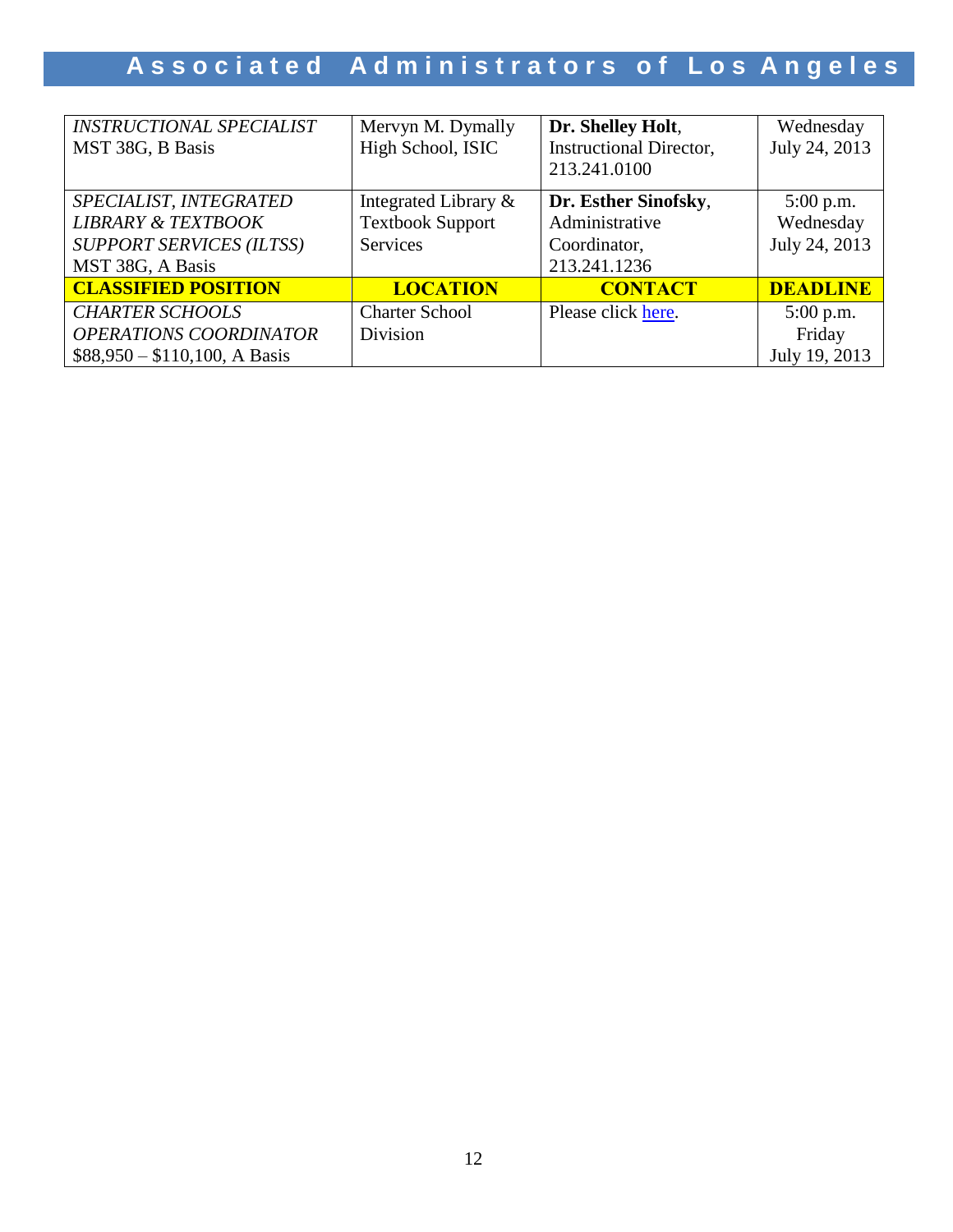| | | | |
|---|---|---|---|
| *INSTRUCTIONAL SPECIALIST*<br>MST 38G, B Basis | Mervyn M. Dymally High School, ISIC | **Dr. Shelley Holt**, Instructional Director, 213.241.0100 | Wednesday July 24, 2013 |
| *SPECIALIST, INTEGRATED LIBRARY & TEXTBOOK SUPPORT SERVICES (ILTSS)*<br>MST 38G, A Basis | Integrated Library & Textbook Support Services | **Dr. Esther Sinofsky**, Administrative Coordinator, 213.241.1236 | 5:00 p.m. Wednesday July 24, 2013 |
| **CLASSIFIED POSITION** | **LOCATION** | **CONTACT** | **DEADLINE** |
| *CHARTER SCHOOLS OPERATIONS COORDINATOR*<br>$88,950 – $110,100, A Basis | Charter School Division | Please click here. | 5:00 p.m. Friday July 19, 2013 |